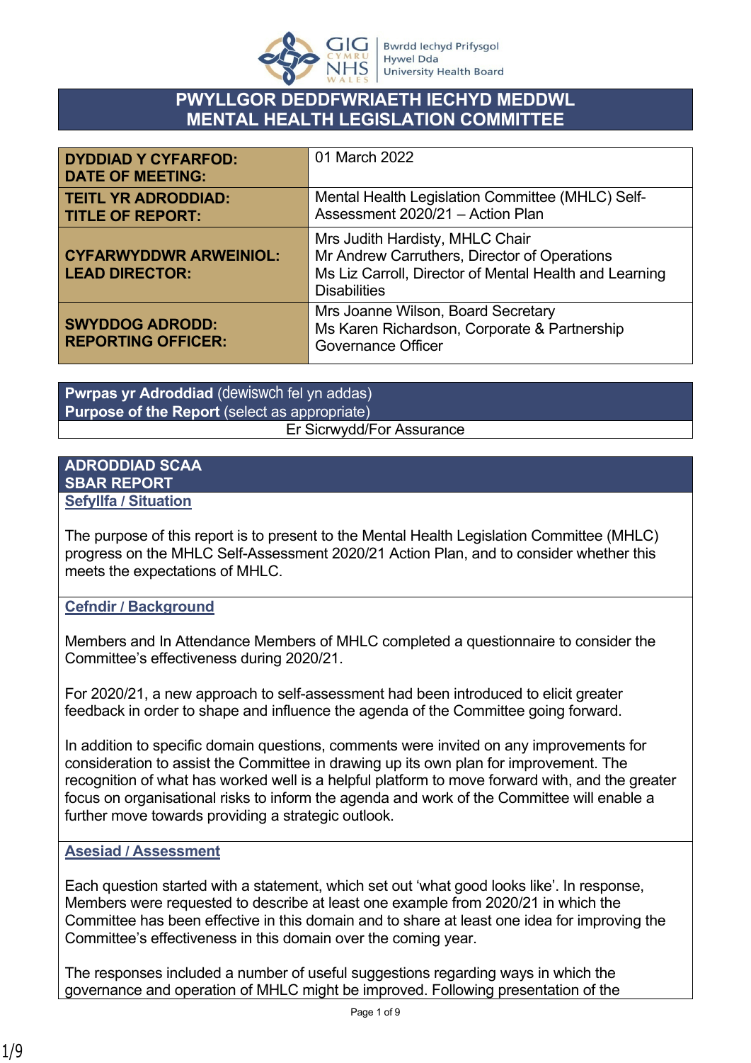# PWYLLGOR DEDDFWRIAETH IECHYD MEDDWL
# MENTAL HEALTH LEGISLATION COMMITTEE

| | |
|---|---|
| **DYDDIAD Y CYFARFOD:**<br>**DATE OF MEETING:** | 01 March 2022 |
| **TEITL YR ADRODDIAD:**<br>**TITLE OF REPORT:** | Mental Health Legislation Committee (MHLC) Self-Assessment 2020/21 – Action Plan |
| **CYFARWYDDWR ARWEINIOL:**<br>**LEAD DIRECTOR:** | Mrs Judith Hardisty, MHLC Chair<br>Mr Andrew Carruthers, Director of Operations<br>Ms Liz Carroll, Director of Mental Health and Learning Disabilities |
| **SWYDDOG ADRODD:**<br>**REPORTING OFFICER:** | Mrs Joanne Wilson, Board Secretary<br>Ms Karen Richardson, Corporate & Partnership Governance Officer |

| **Pwrpas yr Adroddiad** (dewiswch fel yn addas)<br>**Purpose of the Report** (select as appropriate) |
|---|
| Er Sicrwydd/For Assurance |

## ADRODDIAD SCAA
## SBAR REPORT

### Sefyllfa / Situation

The purpose of this report is to present to the Mental Health Legislation Committee (MHLC) progress on the MHLC Self-Assessment 2020/21 Action Plan, and to consider whether this meets the expectations of MHLC.

### Cefndir / Background

Members and In Attendance Members of MHLC completed a questionnaire to consider the Committee's effectiveness during 2020/21.

For 2020/21, a new approach to self-assessment had been introduced to elicit greater feedback in order to shape and influence the agenda of the Committee going forward.

In addition to specific domain questions, comments were invited on any improvements for consideration to assist the Committee in drawing up its own plan for improvement. The recognition of what has worked well is a helpful platform to move forward with, and the greater focus on organisational risks to inform the agenda and work of the Committee will enable a further move towards providing a strategic outlook.

### Asesiad / Assessment

Each question started with a statement, which set out 'what good looks like'. In response, Members were requested to describe at least one example from 2020/21 in which the Committee has been effective in this domain and to share at least one idea for improving the Committee's effectiveness in this domain over the coming year.

The responses included a number of useful suggestions regarding ways in which the governance and operation of MHLC might be improved. Following presentation of the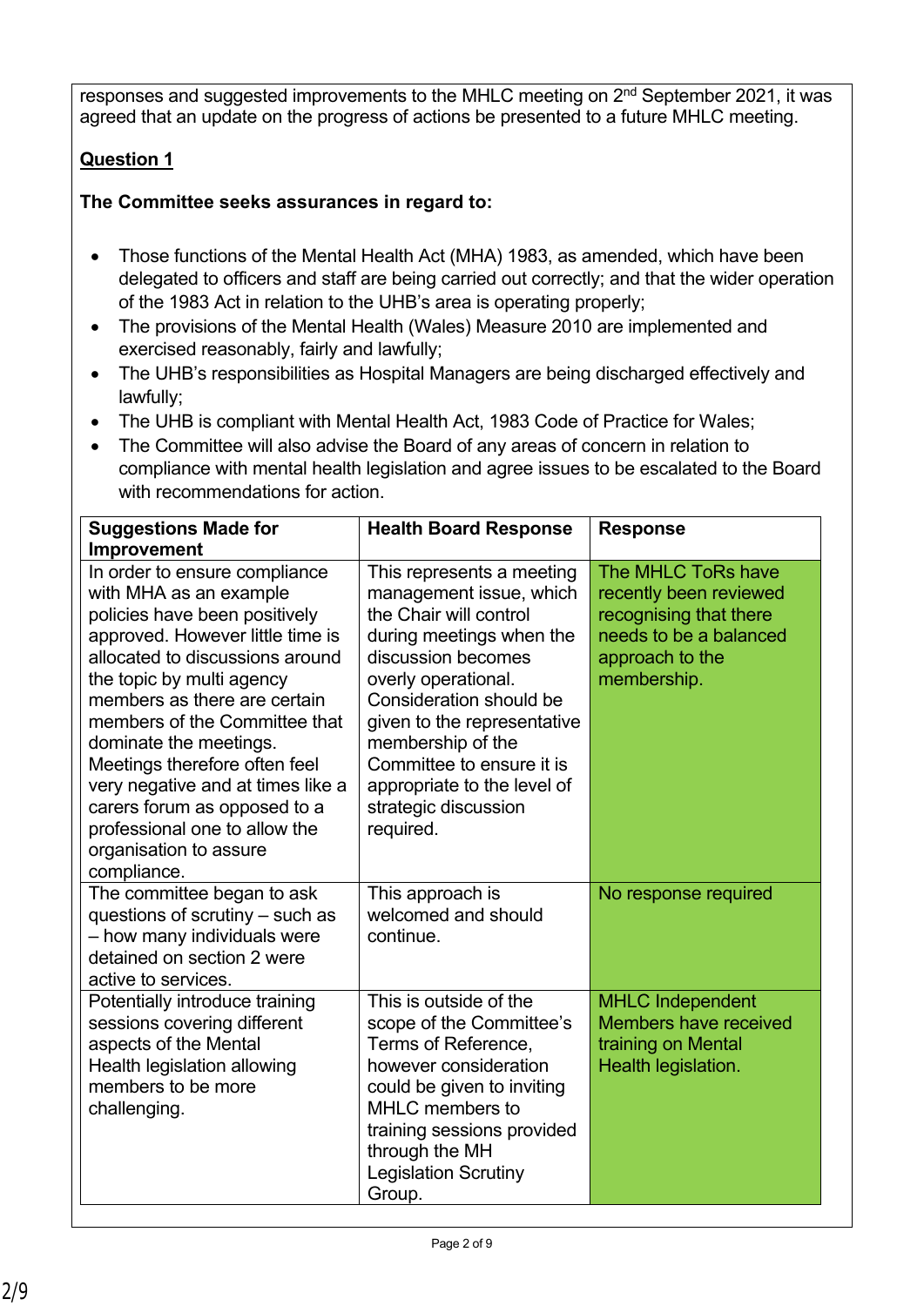responses and suggested improvements to the MHLC meeting on 2nd September 2021, it was agreed that an update on the progress of actions be presented to a future MHLC meeting.

**Question 1**

**The Committee seeks assurances in regard to:**

- Those functions of the Mental Health Act (MHA) 1983, as amended, which have been delegated to officers and staff are being carried out correctly; and that the wider operation of the 1983 Act in relation to the UHB's area is operating properly;
- The provisions of the Mental Health (Wales) Measure 2010 are implemented and exercised reasonably, fairly and lawfully;
- The UHB's responsibilities as Hospital Managers are being discharged effectively and lawfully;
- The UHB is compliant with Mental Health Act, 1983 Code of Practice for Wales;
- The Committee will also advise the Board of any areas of concern in relation to compliance with mental health legislation and agree issues to be escalated to the Board with recommendations for action.

| Suggestions Made for Improvement | Health Board Response | Response |
|---|---|---|
| In order to ensure compliance with MHA as an example policies have been positively approved. However little time is allocated to discussions around the topic by multi agency members as there are certain members of the Committee that dominate the meetings. Meetings therefore often feel very negative and at times like a carers forum as opposed to a professional one to allow the organisation to assure compliance. | This represents a meeting management issue, which the Chair will control during meetings when the discussion becomes overly operational. Consideration should be given to the representative membership of the Committee to ensure it is appropriate to the level of strategic discussion required. | The MHLC ToRs have recently been reviewed recognising that there needs to be a balanced approach to the membership. |
| The committee began to ask questions of scrutiny – such as – how many individuals were detained on section 2 were active to services. | This approach is welcomed and should continue. | No response required |
| Potentially introduce training sessions covering different aspects of the Mental Health legislation allowing members to be more challenging. | This is outside of the scope of the Committee's Terms of Reference, however consideration could be given to inviting MHLC members to training sessions provided through the MH Legislation Scrutiny Group. | MHLC Independent Members have received training on Mental Health legislation. |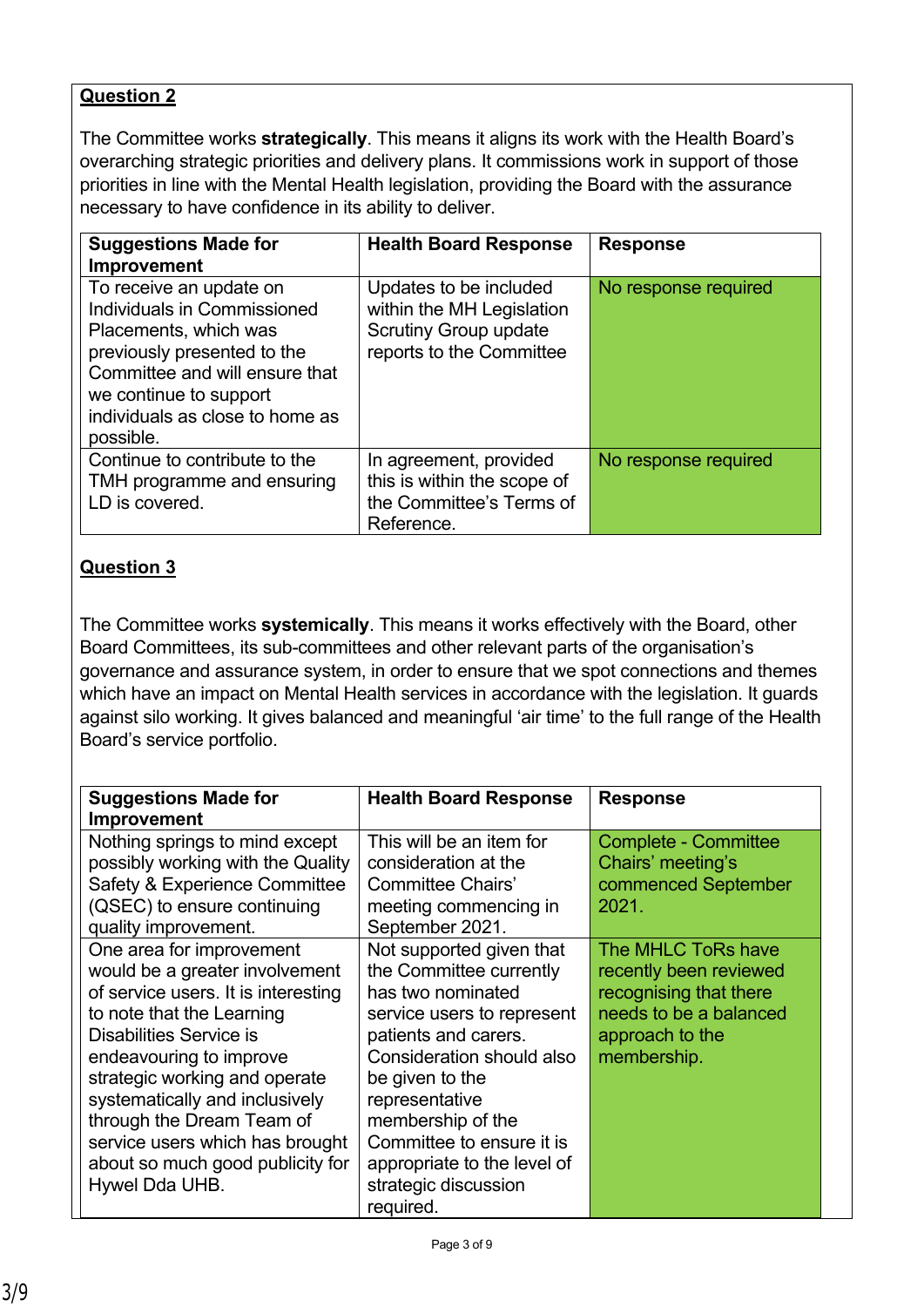**Question 2**

The Committee works **strategically**. This means it aligns its work with the Health Board's overarching strategic priorities and delivery plans. It commissions work in support of those priorities in line with the Mental Health legislation, providing the Board with the assurance necessary to have confidence in its ability to deliver.

| Suggestions Made for Improvement | Health Board Response | Response |
| --- | --- | --- |
| To receive an update on Individuals in Commissioned Placements, which was previously presented to the Committee and will ensure that we continue to support individuals as close to home as possible. | Updates to be included within the MH Legislation Scrutiny Group update reports to the Committee | No response required |
| Continue to contribute to the TMH programme and ensuring LD is covered. | In agreement, provided this is within the scope of the Committee's Terms of Reference. | No response required |

**Question 3**

The Committee works **systemically**. This means it works effectively with the Board, other Board Committees, its sub-committees and other relevant parts of the organisation's governance and assurance system, in order to ensure that we spot connections and themes which have an impact on Mental Health services in accordance with the legislation. It guards against silo working. It gives balanced and meaningful 'air time' to the full range of the Health Board's service portfolio.

| Suggestions Made for Improvement | Health Board Response | Response |
| --- | --- | --- |
| Nothing springs to mind except possibly working with the Quality Safety & Experience Committee (QSEC) to ensure continuing quality improvement. | This will be an item for consideration at the Committee Chairs' meeting commencing in September 2021. | Complete - Committee Chairs' meeting's commenced September 2021. |
| One area for improvement would be a greater involvement of service users. It is interesting to note that the Learning Disabilities Service is endeavouring to improve strategic working and operate systematically and inclusively through the Dream Team of service users which has brought about so much good publicity for Hywel Dda UHB. | Not supported given that the Committee currently has two nominated service users to represent patients and carers. Consideration should also be given to the representative membership of the Committee to ensure it is appropriate to the level of strategic discussion required. | The MHLC ToRs have recently been reviewed recognising that there needs to be a balanced approach to the membership. |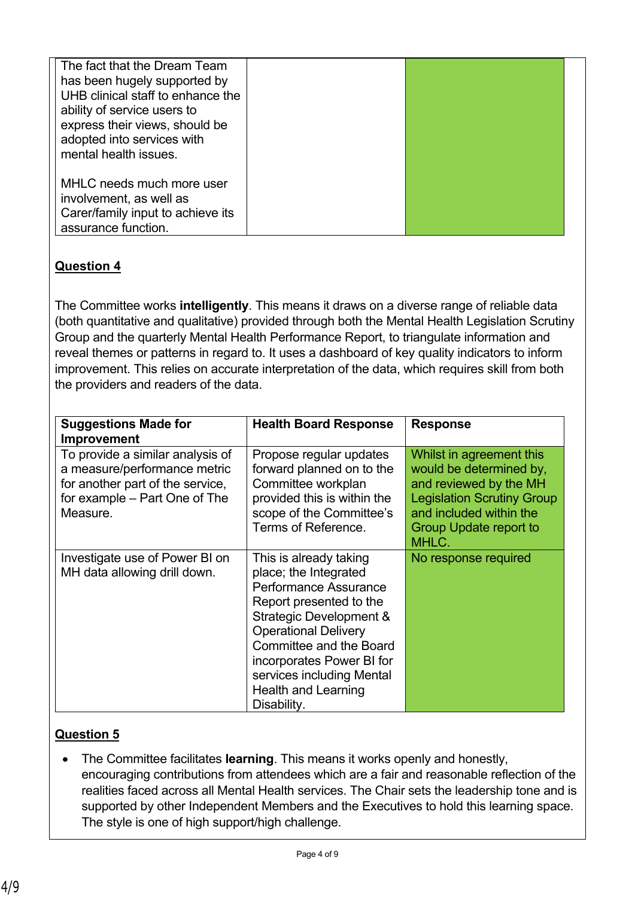| | | |
|---|---|---|
| The fact that the Dream Team has been hugely supported by UHB clinical staff to enhance the ability of service users to express their views, should be adopted into services with mental health issues.<br><br>MHLC needs much more user involvement, as well as Carer/family input to achieve its assurance function. | | |

**Question 4**

The Committee works **intelligently**. This means it draws on a diverse range of reliable data (both quantitative and qualitative) provided through both the Mental Health Legislation Scrutiny Group and the quarterly Mental Health Performance Report, to triangulate information and reveal themes or patterns in regard to. It uses a dashboard of key quality indicators to inform improvement. This relies on accurate interpretation of the data, which requires skill from both the providers and readers of the data.

| Suggestions Made for Improvement | Health Board Response | Response |
|---|---|---|
| To provide a similar analysis of a measure/performance metric for another part of the service, for example – Part One of The Measure. | Propose regular updates forward planned on to the Committee workplan provided this is within the scope of the Committee's Terms of Reference. | Whilst in agreement this would be determined by, and reviewed by the MH Legislation Scrutiny Group and included within the Group Update report to MHLC. |
| Investigate use of Power BI on MH data allowing drill down. | This is already taking place; the Integrated Performance Assurance Report presented to the Strategic Development & Operational Delivery Committee and the Board incorporates Power BI for services including Mental Health and Learning Disability. | No response required |

**Question 5**

- The Committee facilitates **learning**. This means it works openly and honestly, encouraging contributions from attendees which are a fair and reasonable reflection of the realities faced across all Mental Health services. The Chair sets the leadership tone and is supported by other Independent Members and the Executives to hold this learning space. The style is one of high support/high challenge.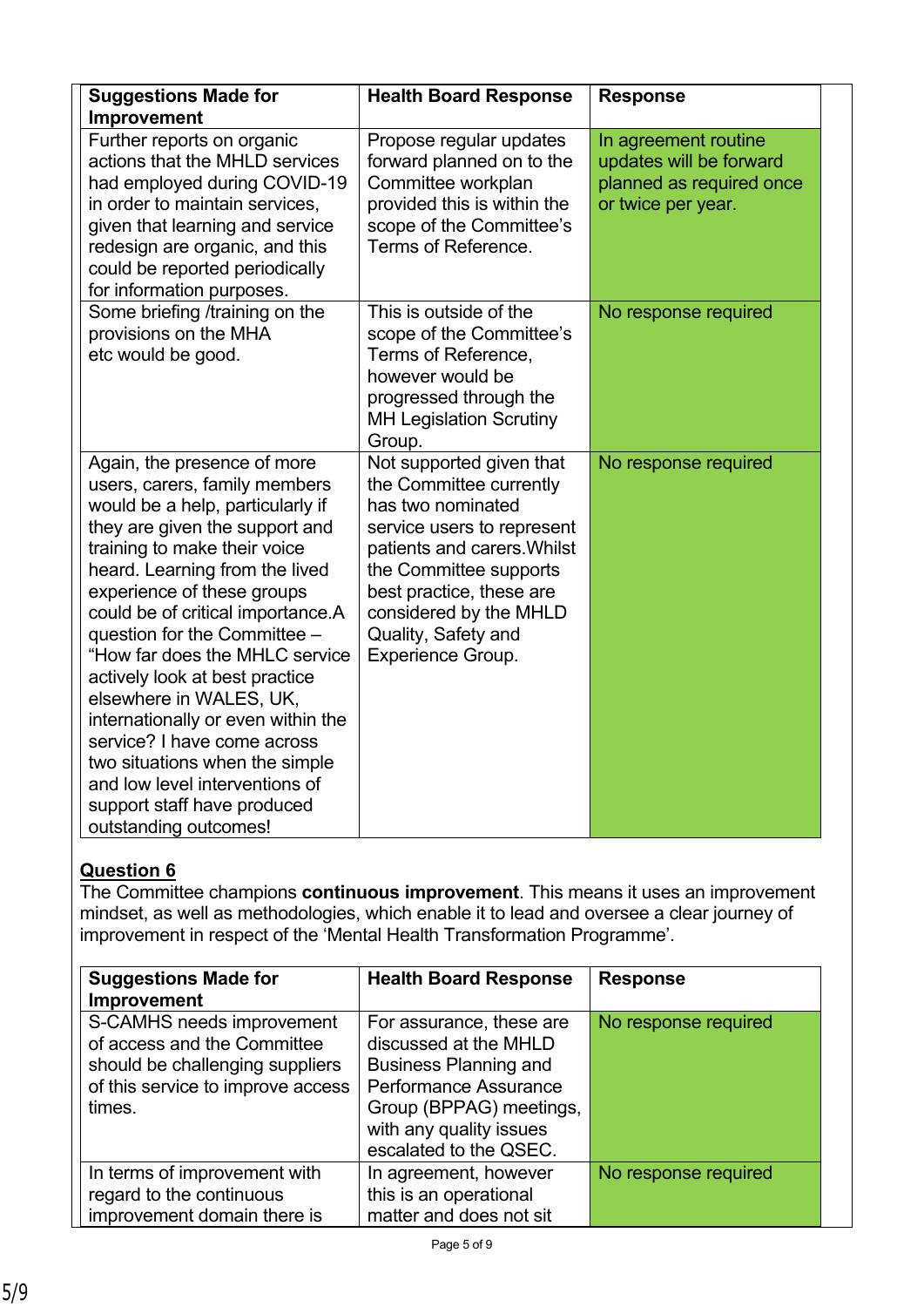| Suggestions Made for Improvement | Health Board Response | Response |
|---|---|---|
| Further reports on organic actions that the MHLD services had employed during COVID-19 in order to maintain services, given that learning and service redesign are organic, and this could be reported periodically for information purposes. | Propose regular updates forward planned on to the Committee workplan provided this is within the scope of the Committee's Terms of Reference. | In agreement routine updates will be forward planned as required once or twice per year. |
| Some briefing /training on the provisions on the MHA etc would be good. | This is outside of the scope of the Committee's Terms of Reference, however would be progressed through the MH Legislation Scrutiny Group. | No response required |
| Again, the presence of more users, carers, family members would be a help, particularly if they are given the support and training to make their voice heard. Learning from the lived experience of these groups could be of critical importance.A question for the Committee – "How far does the MHLC service actively look at best practice elsewhere in WALES, UK, internationally or even within the service? I have come across two situations when the simple and low level interventions of support staff have produced outstanding outcomes! | Not supported given that the Committee currently has two nominated service users to represent patients and carers.Whilst the Committee supports best practice, these are considered by the MHLD Quality, Safety and Experience Group. | No response required |

**Question 6**

The Committee champions **continuous improvement**. This means it uses an improvement mindset, as well as methodologies, which enable it to lead and oversee a clear journey of improvement in respect of the 'Mental Health Transformation Programme'.

| Suggestions Made for Improvement | Health Board Response | Response |
|---|---|---|
| S-CAMHS needs improvement of access and the Committee should be challenging suppliers of this service to improve access times. | For assurance, these are discussed at the MHLD Business Planning and Performance Assurance Group (BPPAG) meetings, with any quality issues escalated to the QSEC. | No response required |
| In terms of improvement with regard to the continuous improvement domain there is | In agreement, however this is an operational matter and does not sit | No response required |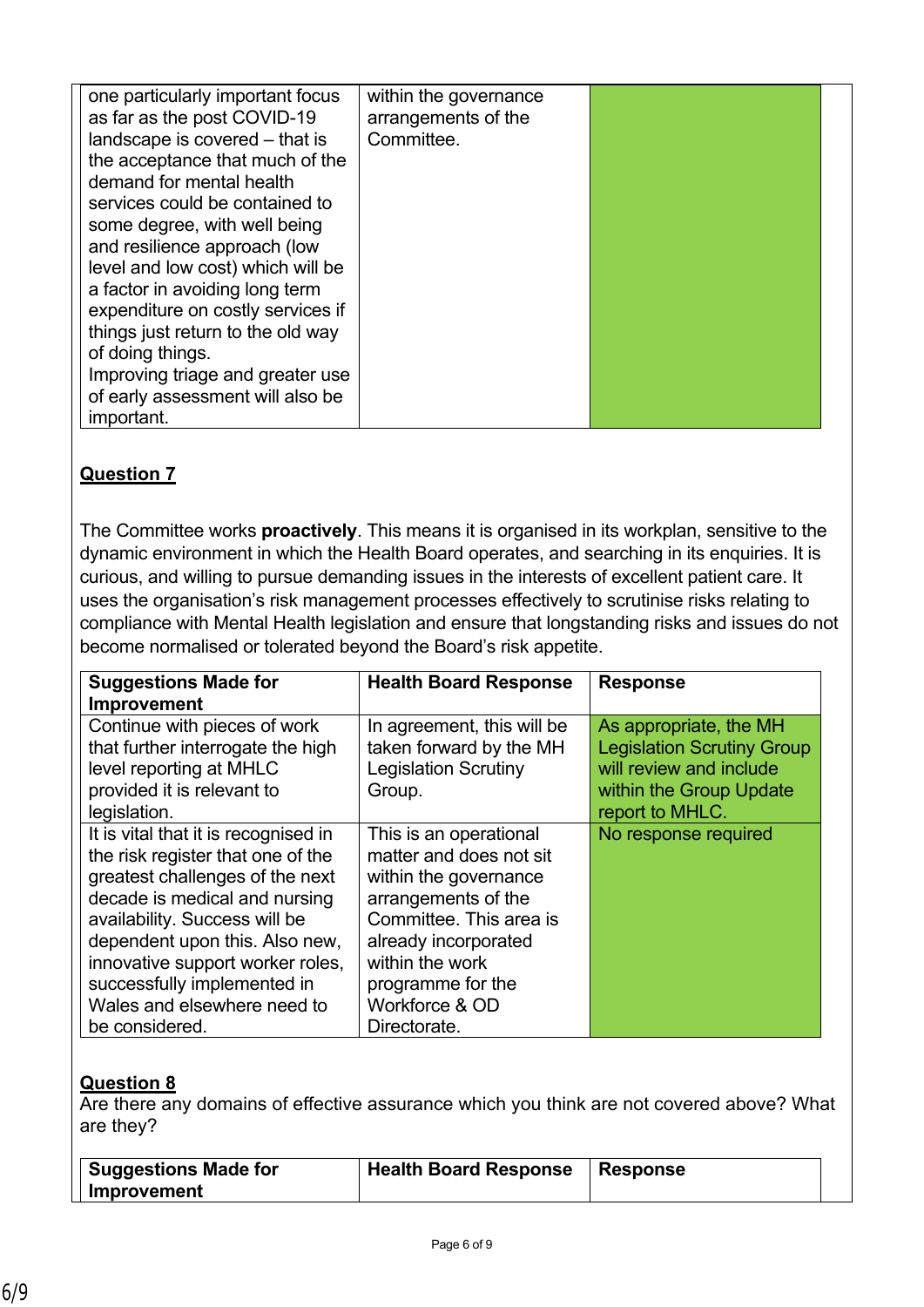| | | |
|---|---|---|
| one particularly important focus as far as the post COVID-19 landscape is covered – that is the acceptance that much of the demand for mental health services could be contained to some degree, with well being and resilience approach (low level and low cost) which will be a factor in avoiding long term expenditure on costly services if things just return to the old way of doing things. Improving triage and greater use of early assessment will also be important. | within the governance arrangements of the Committee. | |

**Question 7**

The Committee works **proactively**. This means it is organised in its workplan, sensitive to the dynamic environment in which the Health Board operates, and searching in its enquiries. It is curious, and willing to pursue demanding issues in the interests of excellent patient care. It uses the organisation's risk management processes effectively to scrutinise risks relating to compliance with Mental Health legislation and ensure that longstanding risks and issues do not become normalised or tolerated beyond the Board's risk appetite.

| Suggestions Made for Improvement | Health Board Response | Response |
|---|---|---|
| Continue with pieces of work that further interrogate the high level reporting at MHLC provided it is relevant to legislation. | In agreement, this will be taken forward by the MH Legislation Scrutiny Group. | As appropriate, the MH Legislation Scrutiny Group will review and include within the Group Update report to MHLC. |
| It is vital that it is recognised in the risk register that one of the greatest challenges of the next decade is medical and nursing availability. Success will be dependent upon this. Also new, innovative support worker roles, successfully implemented in Wales and elsewhere need to be considered. | This is an operational matter and does not sit within the governance arrangements of the Committee. This area is already incorporated within the work programme for the Workforce & OD Directorate. | No response required |

**Question 8**
Are there any domains of effective assurance which you think are not covered above? What are they?

| Suggestions Made for Improvement | Health Board Response | Response |
|---|---|---|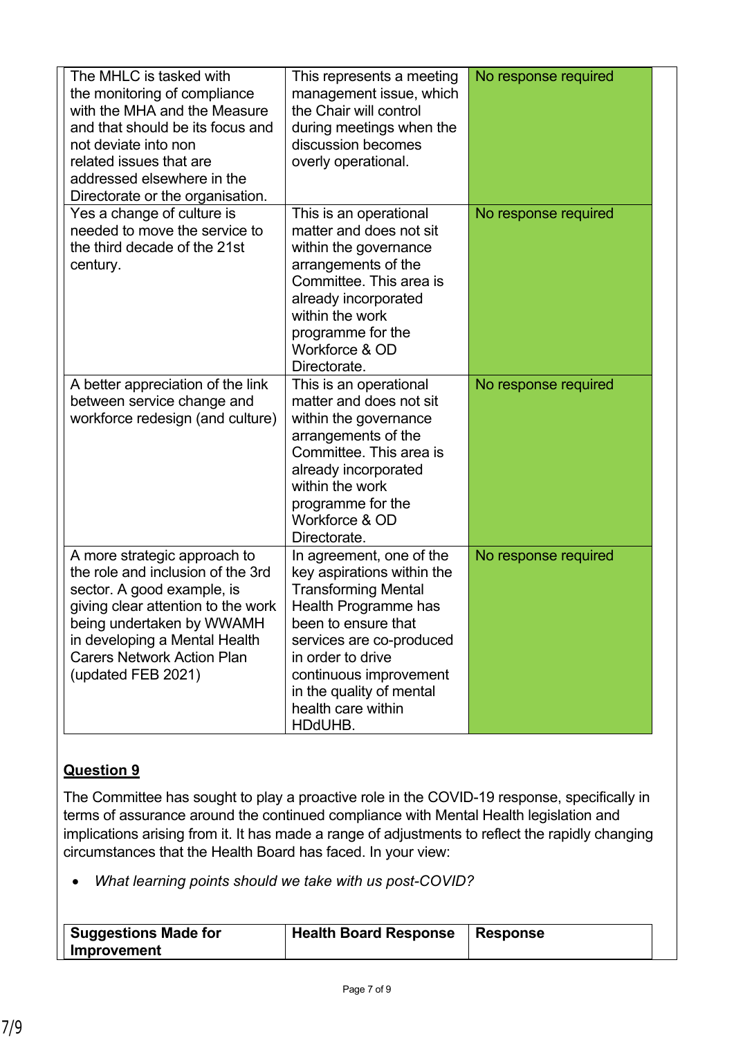| | | |
|---|---|---|
| The MHLC is tasked with the monitoring of compliance with the MHA and the Measure and that should be its focus and not deviate into non related issues that are addressed elsewhere in the Directorate or the organisation. | This represents a meeting management issue, which the Chair will control during meetings when the discussion becomes overly operational. | No response required |
| Yes a change of culture is needed to move the service to the third decade of the 21st century. | This is an operational matter and does not sit within the governance arrangements of the Committee. This area is already incorporated within the work programme for the Workforce & OD Directorate. | No response required |
| A better appreciation of the link between service change and workforce redesign (and culture) | This is an operational matter and does not sit within the governance arrangements of the Committee. This area is already incorporated within the work programme for the Workforce & OD Directorate. | No response required |
| A more strategic approach to the role and inclusion of the 3rd sector. A good example, is giving clear attention to the work being undertaken by WWAMH in developing a Mental Health Carers Network Action Plan (updated FEB 2021) | In agreement, one of the key aspirations within the Transforming Mental Health Programme has been to ensure that services are co-produced in order to drive continuous improvement in the quality of mental health care within HDdUHB. | No response required |

**Question 9**

The Committee has sought to play a proactive role in the COVID-19 response, specifically in terms of assurance around the continued compliance with Mental Health legislation and implications arising from it. It has made a range of adjustments to reflect the rapidly changing circumstances that the Health Board has faced. In your view:

- *What learning points should we take with us post-COVID?*

| Suggestions Made for Improvement | Health Board Response | Response |
|---|---|---|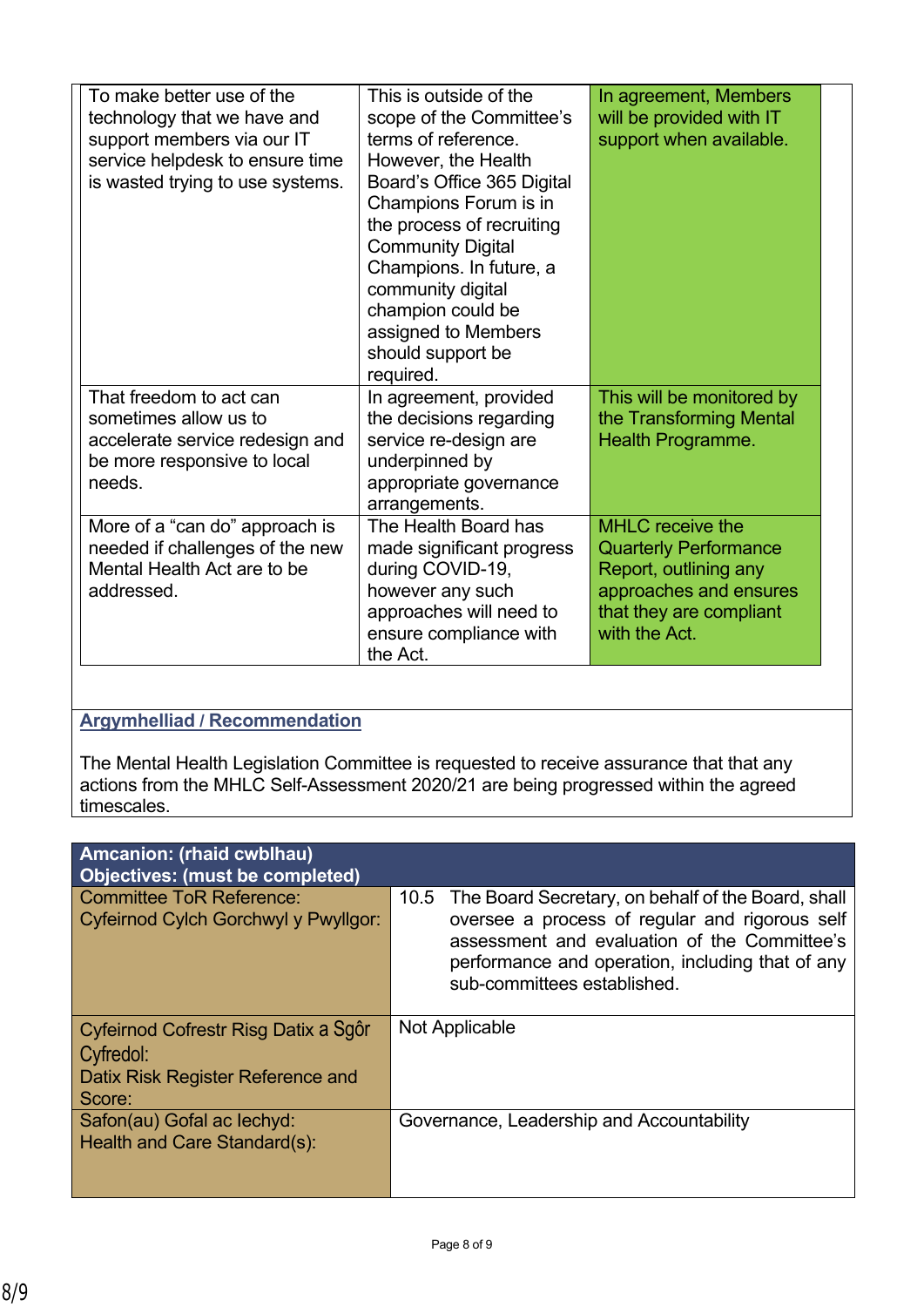| | | |
|---|---|---|
| To make better use of the technology that we have and support members via our IT service helpdesk to ensure time is wasted trying to use systems. | This is outside of the scope of the Committee's terms of reference. However, the Health Board's Office 365 Digital Champions Forum is in the process of recruiting Community Digital Champions. In future, a community digital champion could be assigned to Members should support be required. | In agreement, Members will be provided with IT support when available. |
| That freedom to act can sometimes allow us to accelerate service redesign and be more responsive to local needs. | In agreement, provided the decisions regarding service re-design are underpinned by appropriate governance arrangements. | This will be monitored by the Transforming Mental Health Programme. |
| More of a "can do" approach is needed if challenges of the new Mental Health Act are to be addressed. | The Health Board has made significant progress during COVID-19, however any such approaches will need to ensure compliance with the Act. | MHLC receive the Quarterly Performance Report, outlining any approaches and ensures that they are compliant with the Act. |

**Argymhelliad / Recommendation**

The Mental Health Legislation Committee is requested to receive assurance that that any actions from the MHLC Self-Assessment 2020/21 are being progressed within the agreed timescales.

| **Amcanion: (rhaid cwblhau)**<br>**Objectives: (must be completed)** | |
|---|---|
| Committee ToR Reference:<br>Cyfeirnod Cylch Gorchwyl y Pwyllgor: | 10.5 The Board Secretary, on behalf of the Board, shall oversee a process of regular and rigorous self assessment and evaluation of the Committee's performance and operation, including that of any sub-committees established. |
| Cyfeirnod Cofrestr Risg Datix a Sgôr Cyfredol:<br>Datix Risk Register Reference and Score: | Not Applicable |
| Safon(au) Gofal ac Iechyd:<br>Health and Care Standard(s): | Governance, Leadership and Accountability |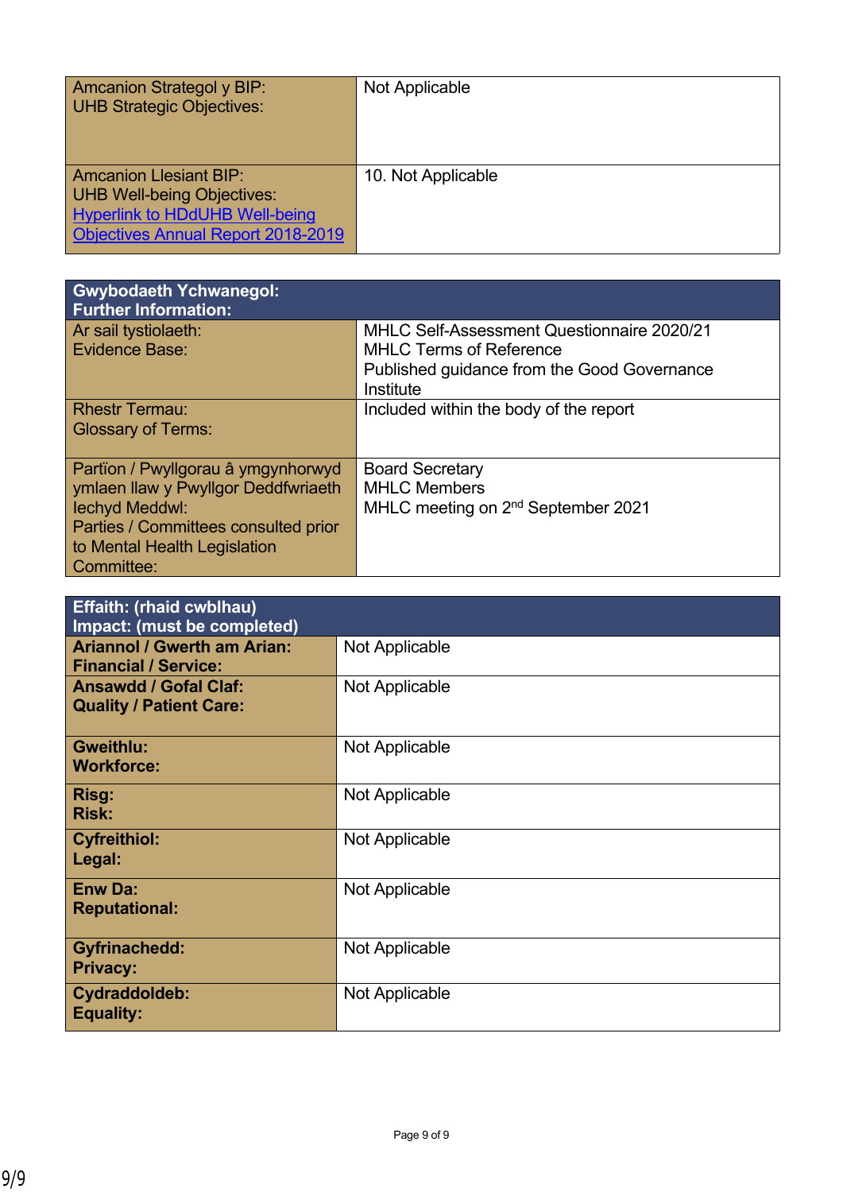| | |
|---|---|
| Amcanion Strategol y BIP:<br>UHB Strategic Objectives: | Not Applicable |
| Amcanion Llesiant BIP:<br>UHB Well-being Objectives:<br>[Hyperlink to HDdUHB Well-being Objectives Annual Report 2018-2019] | 10. Not Applicable |

| **Gwybodaeth Ychwanegol:<br>Further Information:** | |
|---|---|
| Ar sail tystiolaeth:<br>Evidence Base: | MHLC Self-Assessment Questionnaire 2020/21<br>MHLC Terms of Reference<br>Published guidance from the Good Governance Institute |
| Rhestr Termau:<br>Glossary of Terms: | Included within the body of the report |
| Partïon / Pwyllgorau â ymgynhorwyd ymlaen llaw y Pwyllgor Deddfwriaeth Iechyd Meddwl:<br>Parties / Committees consulted prior to Mental Health Legislation Committee: | Board Secretary<br>MHLC Members<br>MHLC meeting on 2nd September 2021 |

| **Effaith: (rhaid cwblhau)<br>Impact: (must be completed)** | |
|---|---|
| **Ariannol / Gwerth am Arian:<br>Financial / Service:** | Not Applicable |
| **Ansawdd / Gofal Claf:<br>Quality / Patient Care:** | Not Applicable |
| **Gweithlu:<br>Workforce:** | Not Applicable |
| **Risg:<br>Risk:** | Not Applicable |
| **Cyfreithiol:<br>Legal:** | Not Applicable |
| **Enw Da:<br>Reputational:** | Not Applicable |
| **Gyfrinachedd:<br>Privacy:** | Not Applicable |
| **Cydraddoldeb:<br>Equality:** | Not Applicable |